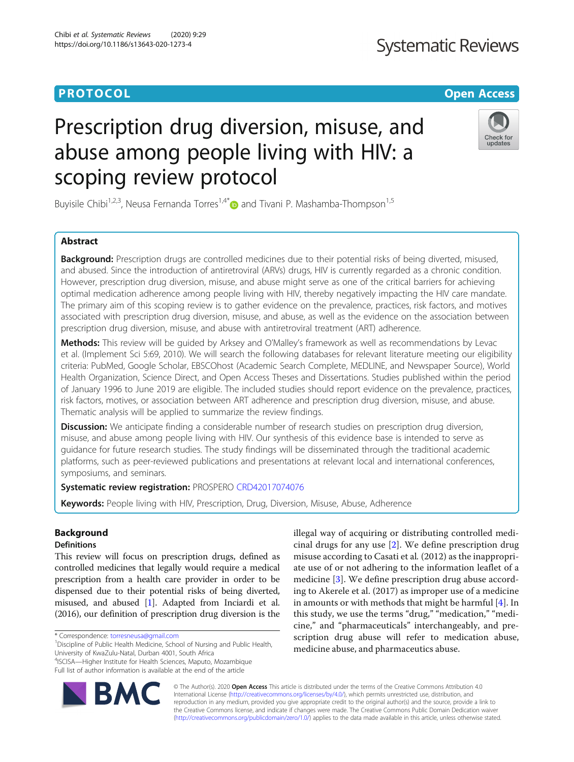**PROTOCOL** **Open Access**

# Prescription drug diversion, misuse, and abuse among people living with HIV: a scoping review protocol

Buyisile Chibi[1,2,3], Neusa Fernanda Torres[1,4*] and Tivani P. Mashamba-Thompson[1,5]

## Abstract

**Background:** Prescription drugs are controlled medicines due to their potential risks of being diverted, misused, and abused. Since the introduction of antiretroviral (ARVs) drugs, HIV is currently regarded as a chronic condition. However, prescription drug diversion, misuse, and abuse might serve as one of the critical barriers for achieving optimal medication adherence among people living with HIV, thereby negatively impacting the HIV care mandate. The primary aim of this scoping review is to gather evidence on the prevalence, practices, risk factors, and motives associated with prescription drug diversion, misuse, and abuse, as well as the evidence on the association between prescription drug diversion, misuse, and abuse with antiretroviral treatment (ART) adherence.

**Methods:** This review will be guided by Arksey and O'Malley's framework as well as recommendations by Levac et al. (Implement Sci 5:69, 2010). We will search the following databases for relevant literature meeting our eligibility criteria: PubMed, Google Scholar, EBSCOhost (Academic Search Complete, MEDLINE, and Newspaper Source), World Health Organization, Science Direct, and Open Access Theses and Dissertations. Studies published within the period of January 1996 to June 2019 are eligible. The included studies should report evidence on the prevalence, practices, risk factors, motives, or association between ART adherence and prescription drug diversion, misuse, and abuse. Thematic analysis will be applied to summarize the review findings.

**Discussion:** We anticipate finding a considerable number of research studies on prescription drug diversion, misuse, and abuse among people living with HIV. Our synthesis of this evidence base is intended to serve as guidance for future research studies. The study findings will be disseminated through the traditional academic platforms, such as peer-reviewed publications and presentations at relevant local and international conferences, symposiums, and seminars.

**Systematic review registration:** PROSPERO CRD42017074076

**Keywords:** People living with HIV, Prescription, Drug, Diversion, Misuse, Abuse, Adherence

## Background

### Definitions

This review will focus on prescription drugs, defined as controlled medicines that legally would require a medical prescription from a health care provider in order to be dispensed due to their potential risks of being diverted, misused, and abused [1]. Adapted from Inciardi et al. (2016), our definition of prescription drug diversion is the illegal way of acquiring or distributing controlled medicinal drugs for any use [2]. We define prescription drug misuse according to Casati et al. (2012) as the inappropriate use of or not adhering to the information leaflet of a medicine [3]. We define prescription drug abuse according to Akerele et al. (2017) as improper use of a medicine in amounts or with methods that might be harmful [4]. In this study, we use the terms "drug," "medication," "medicine," and "pharmaceuticals" interchangeably, and prescription drug abuse will refer to medication abuse, medicine abuse, and pharmaceutics abuse.

\* Correspondence: torresneusa@gmail.com
[1]Discipline of Public Health Medicine, School of Nursing and Public Health, University of KwaZulu-Natal, Durban 4001, South Africa
[4]ISCISA—Higher Institute for Health Sciences, Maputo, Mozambique
Full list of author information is available at the end of the article

© The Author(s). 2020 **Open Access** This article is distributed under the terms of the Creative Commons Attribution 4.0 International License (http://creativecommons.org/licenses/by/4.0/), which permits unrestricted use, distribution, and reproduction in any medium, provided you give appropriate credit to the original author(s) and the source, provide a link to the Creative Commons license, and indicate if changes were made. The Creative Commons Public Domain Dedication waiver (http://creativecommons.org/publicdomain/zero/1.0/) applies to the data made available in this article, unless otherwise stated.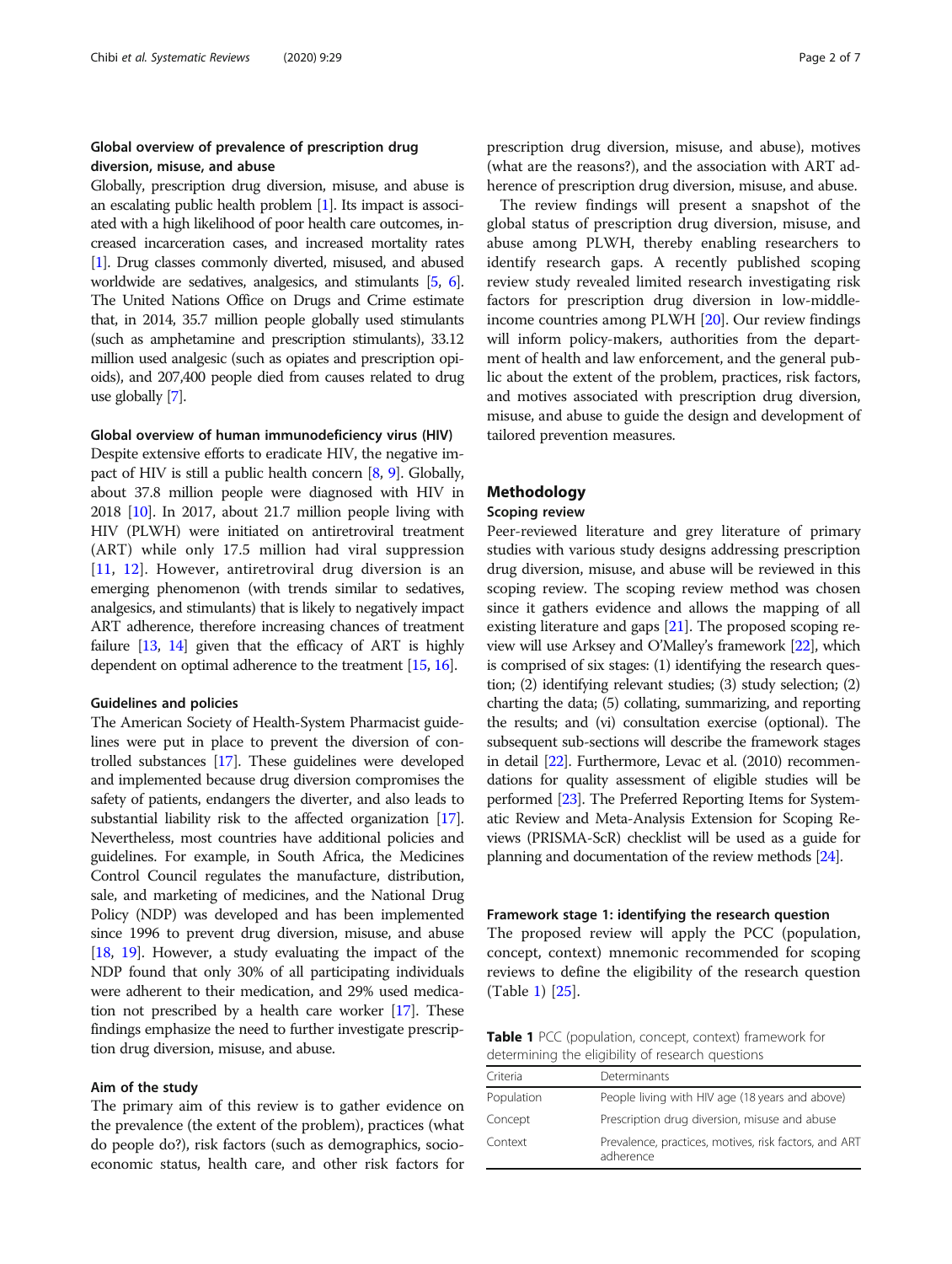### Global overview of prevalence of prescription drug diversion, misuse, and abuse

Globally, prescription drug diversion, misuse, and abuse is an escalating public health problem [1]. Its impact is associated with a high likelihood of poor health care outcomes, increased incarceration cases, and increased mortality rates [1]. Drug classes commonly diverted, misused, and abused worldwide are sedatives, analgesics, and stimulants [5, 6]. The United Nations Office on Drugs and Crime estimate that, in 2014, 35.7 million people globally used stimulants (such as amphetamine and prescription stimulants), 33.12 million used analgesic (such as opiates and prescription opioids), and 207,400 people died from causes related to drug use globally [7].

### Global overview of human immunodeficiency virus (HIV)

Despite extensive efforts to eradicate HIV, the negative impact of HIV is still a public health concern [8, 9]. Globally, about 37.8 million people were diagnosed with HIV in 2018 [10]. In 2017, about 21.7 million people living with HIV (PLWH) were initiated on antiretroviral treatment (ART) while only 17.5 million had viral suppression [11, 12]. However, antiretroviral drug diversion is an emerging phenomenon (with trends similar to sedatives, analgesics, and stimulants) that is likely to negatively impact ART adherence, therefore increasing chances of treatment failure [13, 14] given that the efficacy of ART is highly dependent on optimal adherence to the treatment [15, 16].

### Guidelines and policies

The American Society of Health-System Pharmacist guidelines were put in place to prevent the diversion of controlled substances [17]. These guidelines were developed and implemented because drug diversion compromises the safety of patients, endangers the diverter, and also leads to substantial liability risk to the affected organization [17]. Nevertheless, most countries have additional policies and guidelines. For example, in South Africa, the Medicines Control Council regulates the manufacture, distribution, sale, and marketing of medicines, and the National Drug Policy (NDP) was developed and has been implemented since 1996 to prevent drug diversion, misuse, and abuse [18, 19]. However, a study evaluating the impact of the NDP found that only 30% of all participating individuals were adherent to their medication, and 29% used medication not prescribed by a health care worker [17]. These findings emphasize the need to further investigate prescription drug diversion, misuse, and abuse.

### Aim of the study

The primary aim of this review is to gather evidence on the prevalence (the extent of the problem), practices (what do people do?), risk factors (such as demographics, socio-economic status, health care, and other risk factors for prescription drug diversion, misuse, and abuse), motives (what are the reasons?), and the association with ART adherence of prescription drug diversion, misuse, and abuse.

The review findings will present a snapshot of the global status of prescription drug diversion, misuse, and abuse among PLWH, thereby enabling researchers to identify research gaps. A recently published scoping review study revealed limited research investigating risk factors for prescription drug diversion in low-middle-income countries among PLWH [20]. Our review findings will inform policy-makers, authorities from the department of health and law enforcement, and the general public about the extent of the problem, practices, risk factors, and motives associated with prescription drug diversion, misuse, and abuse to guide the design and development of tailored prevention measures.

## Methodology

### Scoping review

Peer-reviewed literature and grey literature of primary studies with various study designs addressing prescription drug diversion, misuse, and abuse will be reviewed in this scoping review. The scoping review method was chosen since it gathers evidence and allows the mapping of all existing literature and gaps [21]. The proposed scoping review will use Arksey and O'Malley's framework [22], which is comprised of six stages: (1) identifying the research question; (2) identifying relevant studies; (3) study selection; (2) charting the data; (5) collating, summarizing, and reporting the results; and (vi) consultation exercise (optional). The subsequent sub-sections will describe the framework stages in detail [22]. Furthermore, Levac et al. (2010) recommendations for quality assessment of eligible studies will be performed [23]. The Preferred Reporting Items for Systematic Review and Meta-Analysis Extension for Scoping Reviews (PRISMA-ScR) checklist will be used as a guide for planning and documentation of the review methods [24].

### Framework stage 1: identifying the research question

The proposed review will apply the PCC (population, concept, context) mnemonic recommended for scoping reviews to define the eligibility of the research question (Table 1) [25].

**Table 1** PCC (population, concept, context) framework for determining the eligibility of research questions

| Criteria | Determinants |
|---|---|
| Population | People living with HIV age (18 years and above) |
| Concept | Prescription drug diversion, misuse and abuse |
| Context | Prevalence, practices, motives, risk factors, and ART adherence |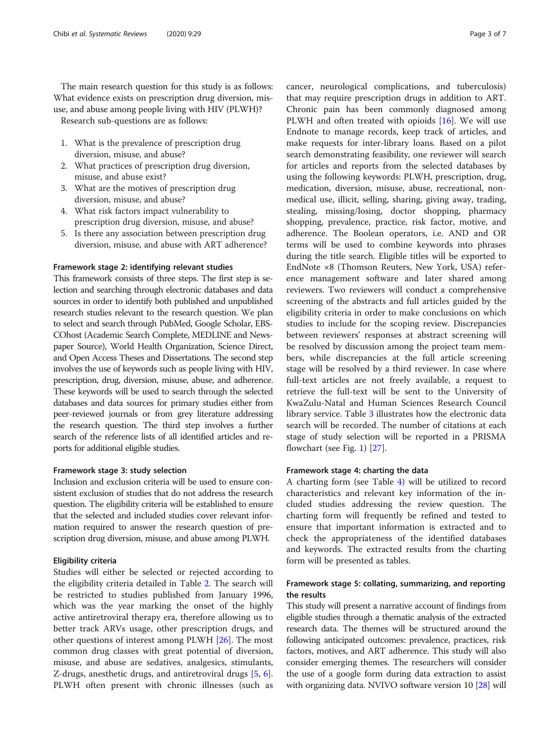The main research question for this study is as follows: What evidence exists on prescription drug diversion, misuse, and abuse among people living with HIV (PLWH)?

Research sub-questions are as follows:

1. What is the prevalence of prescription drug diversion, misuse, and abuse?
2. What practices of prescription drug diversion, misuse, and abuse exist?
3. What are the motives of prescription drug diversion, misuse, and abuse?
4. What risk factors impact vulnerability to prescription drug diversion, misuse, and abuse?
5. Is there any association between prescription drug diversion, misuse, and abuse with ART adherence?

#### Framework stage 2: identifying relevant studies

This framework consists of three steps. The first step is selection and searching through electronic databases and data sources in order to identify both published and unpublished research studies relevant to the research question. We plan to select and search through PubMed, Google Scholar, EBSCOhost (Academic Search Complete, MEDLINE and Newspaper Source), World Health Organization, Science Direct, and Open Access Theses and Dissertations. The second step involves the use of keywords such as people living with HIV, prescription, drug, diversion, misuse, abuse, and adherence. These keywords will be used to search through the selected databases and data sources for primary studies either from peer-reviewed journals or from grey literature addressing the research question. The third step involves a further search of the reference lists of all identified articles and reports for additional eligible studies.

#### Framework stage 3: study selection

Inclusion and exclusion criteria will be used to ensure consistent exclusion of studies that do not address the research question. The eligibility criteria will be established to ensure that the selected and included studies cover relevant information required to answer the research question of prescription drug diversion, misuse, and abuse among PLWH.

#### Eligibility criteria

Studies will either be selected or rejected according to the eligibility criteria detailed in Table 2. The search will be restricted to studies published from January 1996, which was the year marking the onset of the highly active antiretroviral therapy era, therefore allowing us to better track ARVs usage, other prescription drugs, and other questions of interest among PLWH [26]. The most common drug classes with great potential of diversion, misuse, and abuse are sedatives, analgesics, stimulants, Z-drugs, anesthetic drugs, and antiretroviral drugs [5, 6]. PLWH often present with chronic illnesses (such as cancer, neurological complications, and tuberculosis) that may require prescription drugs in addition to ART. Chronic pain has been commonly diagnosed among PLWH and often treated with opioids [16]. We will use Endnote to manage records, keep track of articles, and make requests for inter-library loans. Based on a pilot search demonstrating feasibility, one reviewer will search for articles and reports from the selected databases by using the following keywords: PLWH, prescription, drug, medication, diversion, misuse, abuse, recreational, non-medical use, illicit, selling, sharing, giving away, trading, stealing, missing/losing, doctor shopping, pharmacy shopping, prevalence, practice, risk factor, motive, and adherence. The Boolean operators, i.e. AND and OR terms will be used to combine keywords into phrases during the title search. Eligible titles will be exported to EndNote ×8 (Thomson Reuters, New York, USA) reference management software and later shared among reviewers. Two reviewers will conduct a comprehensive screening of the abstracts and full articles guided by the eligibility criteria in order to make conclusions on which studies to include for the scoping review. Discrepancies between reviewers' responses at abstract screening will be resolved by discussion among the project team members, while discrepancies at the full article screening stage will be resolved by a third reviewer. In case where full-text articles are not freely available, a request to retrieve the full-text will be sent to the University of KwaZulu-Natal and Human Sciences Research Council library service. Table 3 illustrates how the electronic data search will be recorded. The number of citations at each stage of study selection will be reported in a PRISMA flowchart (see Fig. 1) [27].

#### Framework stage 4: charting the data

A charting form (see Table 4) will be utilized to record characteristics and relevant key information of the included studies addressing the review question. The charting form will frequently be refined and tested to ensure that important information is extracted and to check the appropriateness of the identified databases and keywords. The extracted results from the charting form will be presented as tables.

#### Framework stage 5: collating, summarizing, and reporting the results

This study will present a narrative account of findings from eligible studies through a thematic analysis of the extracted research data. The themes will be structured around the following anticipated outcomes: prevalence, practices, risk factors, motives, and ART adherence. This study will also consider emerging themes. The researchers will consider the use of a google form during data extraction to assist with organizing data. NVIVO software version 10 [28] will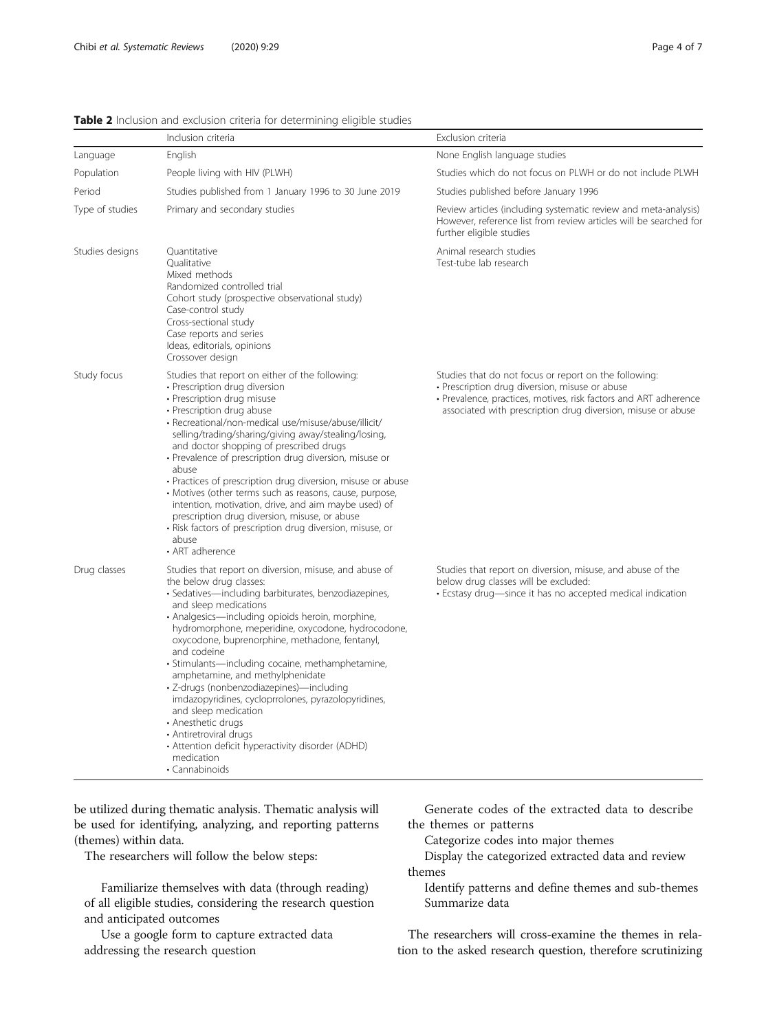**Table 2** Inclusion and exclusion criteria for determining eligible studies

| | Inclusion criteria | Exclusion criteria |
|---|---|---|
| Language | English | None English language studies |
| Population | People living with HIV (PLWH) | Studies which do not focus on PLWH or do not include PLWH |
| Period | Studies published from 1 January 1996 to 30 June 2019 | Studies published before January 1996 |
| Type of studies | Primary and secondary studies | Review articles (including systematic review and meta-analysis) However, reference list from review articles will be searched for further eligible studies |
| Studies designs | Quantitative<br>Qualitative<br>Mixed methods<br>Randomized controlled trial<br>Cohort study (prospective observational study)<br>Case-control study<br>Cross-sectional study<br>Case reports and series<br>Ideas, editorials, opinions<br>Crossover design | Animal research studies<br>Test-tube lab research |
| Study focus | Studies that report on either of the following:<br>• Prescription drug diversion<br>• Prescription drug misuse<br>• Prescription drug abuse<br>• Recreational/non-medical use/misuse/abuse/illicit/selling/trading/sharing/giving away/stealing/losing, and doctor shopping of prescribed drugs<br>• Prevalence of prescription drug diversion, misuse or abuse<br>• Practices of prescription drug diversion, misuse or abuse<br>• Motives (other terms such as reasons, cause, purpose, intention, motivation, drive, and aim maybe used) of prescription drug diversion, misuse, or abuse<br>• Risk factors of prescription drug diversion, misuse, or abuse<br>• ART adherence | Studies that do not focus or report on the following:<br>• Prescription drug diversion, misuse or abuse<br>• Prevalence, practices, motives, risk factors and ART adherence associated with prescription drug diversion, misuse or abuse |
| Drug classes | Studies that report on diversion, misuse, and abuse of the below drug classes:<br>• Sedatives—including barbiturates, benzodiazepines, and sleep medications<br>• Analgesics—including opioids heroin, morphine, hydromorphone, meperidine, oxycodone, hydrocodone, oxycodone, buprenorphine, methadone, fentanyl, and codeine<br>• Stimulants—including cocaine, methamphetamine, amphetamine, and methylphenidate<br>• Z-drugs (nonbenzodiazepines)—including imdazopyridines, cycloprrolones, pyrazolopyridines, and sleep medication<br>• Anesthetic drugs<br>• Antiretroviral drugs<br>• Attention deficit hyperactivity disorder (ADHD) medication<br>• Cannabinoids | Studies that report on diversion, misuse, and abuse of the below drug classes will be excluded:<br>• Ecstasy drug—since it has no accepted medical indication |

be utilized during thematic analysis. Thematic analysis will be used for identifying, analyzing, and reporting patterns (themes) within data.

The researchers will follow the below steps:

Familiarize themselves with data (through reading) of all eligible studies, considering the research question and anticipated outcomes

Use a google form to capture extracted data addressing the research question

Generate codes of the extracted data to describe the themes or patterns

Categorize codes into major themes

Display the categorized extracted data and review themes

Identify patterns and define themes and sub-themes

Summarize data

The researchers will cross-examine the themes in relation to the asked research question, therefore scrutinizing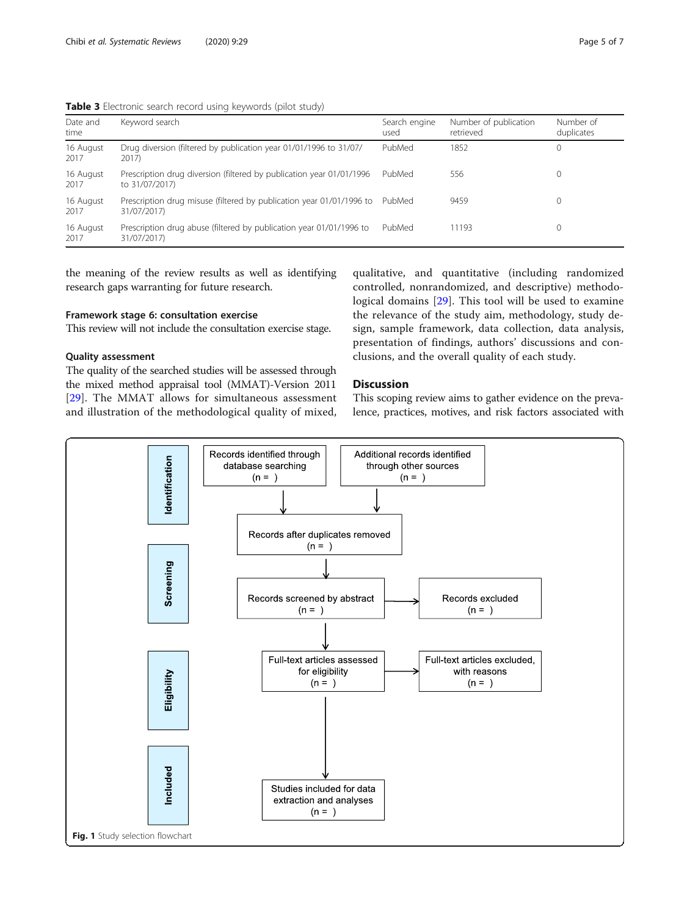**Table 3** Electronic search record using keywords (pilot study)

| Date and time | Keyword search | Search engine used | Number of publication retrieved | Number of duplicates |
|---|---|---|---|---|
| 16 August 2017 | Drug diversion (filtered by publication year 01/01/1996 to 31/07/2017) | PubMed | 1852 | 0 |
| 16 August 2017 | Prescription drug diversion (filtered by publication year 01/01/1996 to 31/07/2017) | PubMed | 556 | 0 |
| 16 August 2017 | Prescription drug misuse (filtered by publication year 01/01/1996 to 31/07/2017) | PubMed | 9459 | 0 |
| 16 August 2017 | Prescription drug abuse (filtered by publication year 01/01/1996 to 31/07/2017) | PubMed | 11193 | 0 |

the meaning of the review results as well as identifying research gaps warranting for future research.

#### Framework stage 6: consultation exercise

This review will not include the consultation exercise stage.

#### Quality assessment

The quality of the searched studies will be assessed through the mixed method appraisal tool (MMAT)-Version 2011 [29]. The MMAT allows for simultaneous assessment and illustration of the methodological quality of mixed, qualitative, and quantitative (including randomized controlled, nonrandomized, and descriptive) methodological domains [29]. This tool will be used to examine the relevance of the study aim, methodology, study design, sample framework, data collection, data analysis, presentation of findings, authors' discussions and conclusions, and the overall quality of each study.

## Discussion

This scoping review aims to gather evidence on the prevalence, practices, motives, and risk factors associated with

**Identification**

Records identified through database searching (n = )

Additional records identified through other sources (n = )

Records after duplicates removed (n = )

**Screening**

Records screened by abstract (n = )

Records excluded (n = )

**Eligibility**

Full-text articles assessed for eligibility (n = )

Full-text articles excluded, with reasons (n = )

**Included**

Studies included for data extraction and analyses (n = )

**Fig. 1** Study selection flowchart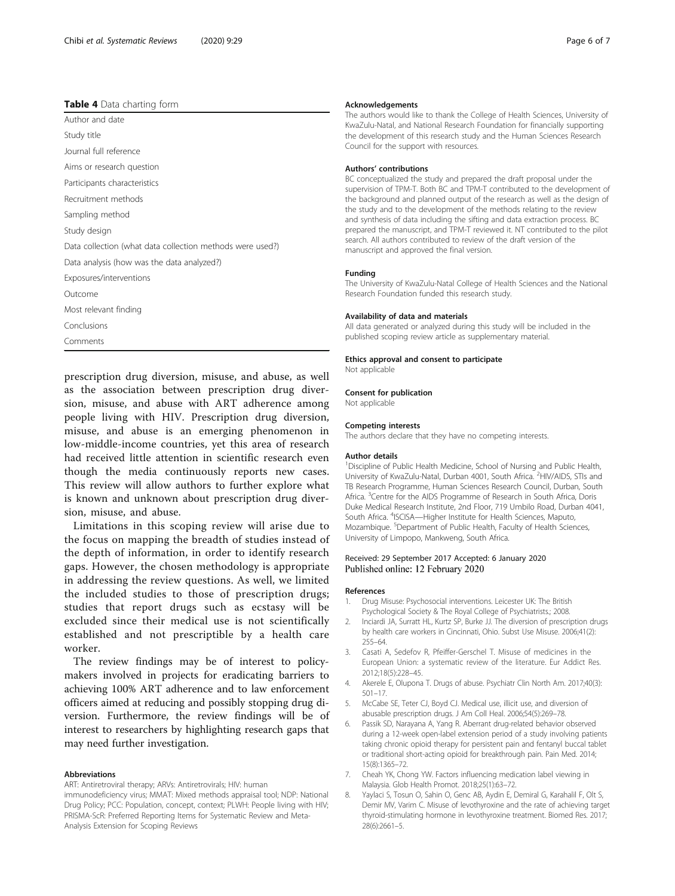**Table 4** Data charting form

| |
|---|
| Author and date |
| Study title |
| Journal full reference |
| Aims or research question |
| Participants characteristics |
| Recruitment methods |
| Sampling method |
| Study design |
| Data collection (what data collection methods were used?) |
| Data analysis (how was the data analyzed?) |
| Exposures/interventions |
| Outcome |
| Most relevant finding |
| Conclusions |
| Comments |

prescription drug diversion, misuse, and abuse, as well as the association between prescription drug diversion, misuse, and abuse with ART adherence among people living with HIV. Prescription drug diversion, misuse, and abuse is an emerging phenomenon in low-middle-income countries, yet this area of research had received little attention in scientific research even though the media continuously reports new cases. This review will allow authors to further explore what is known and unknown about prescription drug diversion, misuse, and abuse.

Limitations in this scoping review will arise due to the focus on mapping the breadth of studies instead of the depth of information, in order to identify research gaps. However, the chosen methodology is appropriate in addressing the review questions. As well, we limited the included studies to those of prescription drugs; studies that report drugs such as ecstasy will be excluded since their medical use is not scientifically established and not prescriptible by a health care worker.

The review findings may be of interest to policy-makers involved in projects for eradicating barriers to achieving 100% ART adherence and to law enforcement officers aimed at reducing and possibly stopping drug diversion. Furthermore, the review findings will be of interest to researchers by highlighting research gaps that may need further investigation.

#### Abbreviations

ART: Antiretroviral therapy; ARVs: Antiretrovirals; HIV: human immunodeficiency virus; MMAT: Mixed methods appraisal tool; NDP: National Drug Policy; PCC: Population, concept, context; PLWH: People living with HIV; PRISMA-ScR: Preferred Reporting Items for Systematic Review and Meta-Analysis Extension for Scoping Reviews

#### Acknowledgements

The authors would like to thank the College of Health Sciences, University of KwaZulu-Natal, and National Research Foundation for financially supporting the development of this research study and the Human Sciences Research Council for the support with resources.

#### Authors' contributions

BC conceptualized the study and prepared the draft proposal under the supervision of TPM-T. Both BC and TPM-T contributed to the development of the background and planned output of the research as well as the design of the study and to the development of the methods relating to the review and synthesis of data including the sifting and data extraction process. BC prepared the manuscript, and TPM-T reviewed it. NT contributed to the pilot search. All authors contributed to review of the draft version of the manuscript and approved the final version.

#### Funding

The University of KwaZulu-Natal College of Health Sciences and the National Research Foundation funded this research study.

#### Availability of data and materials

All data generated or analyzed during this study will be included in the published scoping review article as supplementary material.

#### Ethics approval and consent to participate

Not applicable

#### Consent for publication

Not applicable

#### Competing interests

The authors declare that they have no competing interests.

#### Author details

[1]Discipline of Public Health Medicine, School of Nursing and Public Health, University of KwaZulu-Natal, Durban 4001, South Africa. [2]HIV/AIDS, STIs and TB Research Programme, Human Sciences Research Council, Durban, South Africa. [3]Centre for the AIDS Programme of Research in South Africa, Doris Duke Medical Research Institute, 2nd Floor, 719 Umbilo Road, Durban 4041, South Africa. [4]ISCISA—Higher Institute for Health Sciences, Maputo, Mozambique. [5]Department of Public Health, Faculty of Health Sciences, University of Limpopo, Mankweng, South Africa.

Received: 29 September 2017 Accepted: 6 January 2020
Published online: 12 February 2020

#### References

1. Drug Misuse: Psychosocial interventions. Leicester UK: The British Psychological Society & The Royal College of Psychiatrists.; 2008.
2. Inciardi JA, Surratt HL, Kurtz SP, Burke JJ. The diversion of prescription drugs by health care workers in Cincinnati, Ohio. Subst Use Misuse. 2006;41(2): 255–64.
3. Casati A, Sedefov R, Pfeiffer-Gerschel T. Misuse of medicines in the European Union: a systematic review of the literature. Eur Addict Res. 2012;18(5):228–45.
4. Akerele E, Olupona T. Drugs of abuse. Psychiatr Clin North Am. 2017;40(3): 501–17.
5. McCabe SE, Teter CJ, Boyd CJ. Medical use, illicit use, and diversion of abusable prescription drugs. J Am Coll Heal. 2006;54(5):269–78.
6. Passik SD, Narayana A, Yang R. Aberrant drug-related behavior observed during a 12-week open-label extension period of a study involving patients taking chronic opioid therapy for persistent pain and fentanyl buccal tablet or traditional short-acting opioid for breakthrough pain. Pain Med. 2014; 15(8):1365–72.
7. Cheah YK, Chong YW. Factors influencing medication label viewing in Malaysia. Glob Health Promot. 2018;25(1):63–72.
8. Yaylaci S, Tosun O, Sahin O, Genc AB, Aydin E, Demiral G, Karahalil F, Olt S, Demir MV, Varim C. Misuse of levothyroxine and the rate of achieving target thyroid-stimulating hormone in levothyroxine treatment. Biomed Res. 2017; 28(6):2661–5.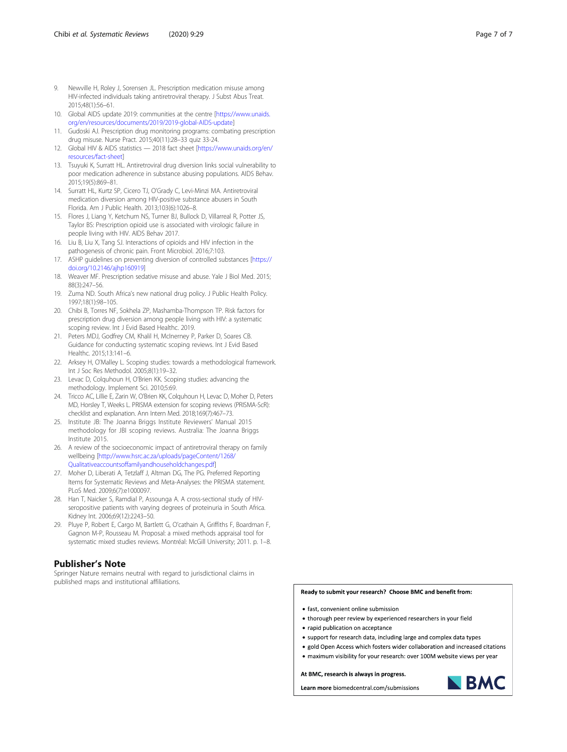9. Newville H, Roley J, Sorensen JL. Prescription medication misuse among HIV-infected individuals taking antiretroviral therapy. J Subst Abus Treat. 2015;48(1):56–61.
10. Global AIDS update 2019: communities at the centre [https://www.unaids.org/en/resources/documents/2019/2019-global-AIDS-update]
11. Gudoski AJ. Prescription drug monitoring programs: combating prescription drug misuse. Nurse Pract. 2015;40(11):28–33 quiz 33-24.
12. Global HIV & AIDS statistics — 2018 fact sheet [https://www.unaids.org/en/resources/fact-sheet]
13. Tsuyuki K, Surratt HL. Antiretroviral drug diversion links social vulnerability to poor medication adherence in substance abusing populations. AIDS Behav. 2015;19(5):869–81.
14. Surratt HL, Kurtz SP, Cicero TJ, O'Grady C, Levi-Minzi MA. Antiretroviral medication diversion among HIV-positive substance abusers in South Florida. Am J Public Health. 2013;103(6):1026–8.
15. Flores J, Liang Y, Ketchum NS, Turner BJ, Bullock D, Villarreal R, Potter JS, Taylor BS: Prescription opioid use is associated with virologic failure in people living with HIV. AIDS Behav 2017.
16. Liu B, Liu X, Tang SJ. Interactions of opioids and HIV infection in the pathogenesis of chronic pain. Front Microbiol. 2016;7:103.
17. ASHP guidelines on preventing diversion of controlled substances [https://doi.org/10.2146/ajhp160919]
18. Weaver MF. Prescription sedative misuse and abuse. Yale J Biol Med. 2015;88(3):247–56.
19. Zuma ND. South Africa's new national drug policy. J Public Health Policy. 1997;18(1):98–105.
20. Chibi B, Torres NF, Sokhela ZP, Mashamba-Thompson TP. Risk factors for prescription drug diversion among people living with HIV: a systematic scoping review. Int J Evid Based Healthc. 2019.
21. Peters MDJ, Godfrey CM, Khalil H, McInerney P, Parker D, Soares CB. Guidance for conducting systematic scoping reviews. Int J Evid Based Healthc. 2015;13:141–6.
22. Arksey H, O'Malley L. Scoping studies: towards a methodological framework. Int J Soc Res Methodol. 2005;8(1):19–32.
23. Levac D, Colquhoun H, O'Brien KK. Scoping studies: advancing the methodology. Implement Sci. 2010;5:69.
24. Tricco AC, Lillie E, Zarin W, O'Brien KK, Colquhoun H, Levac D, Moher D, Peters MD, Horsley T, Weeks L. PRISMA extension for scoping reviews (PRISMA-ScR): checklist and explanation. Ann Intern Med. 2018;169(7):467–73.
25. Institute JB: The Joanna Briggs Institute Reviewers' Manual 2015 methodology for JBI scoping reviews. Australia: The Joanna Briggs Institute 2015.
26. A review of the socioeconomic impact of antiretroviral therapy on family wellbeing [http://www.hsrc.ac.za/uploads/pageContent/1268/Qualitativeaccountsoffamilyandhouseholdchanges.pdf]
27. Moher D, Liberati A, Tetzlaff J, Altman DG, The PG. Preferred Reporting Items for Systematic Reviews and Meta-Analyses: the PRISMA statement. PLoS Med. 2009;6(7):e1000097.
28. Han T, Naicker S, Ramdial P, Assounga A. A cross-sectional study of HIV-seropositive patients with varying degrees of proteinuria in South Africa. Kidney Int. 2006;69(12):2243–50.
29. Pluye P, Robert E, Cargo M, Bartlett G, O'cathain A, Griffiths F, Boardman F, Gagnon M-P, Rousseau M. Proposal: a mixed methods appraisal tool for systematic mixed studies reviews. Montréal: McGill University; 2011. p. 1–8.

## Publisher's Note

Springer Nature remains neutral with regard to jurisdictional claims in published maps and institutional affiliations.

**Ready to submit your research? Choose BMC and benefit from:**

- fast, convenient online submission
- thorough peer review by experienced researchers in your field
- rapid publication on acceptance
- support for research data, including large and complex data types
- gold Open Access which fosters wider collaboration and increased citations
- maximum visibility for your research: over 100M website views per year

**At BMC, research is always in progress.**

**Learn more** biomedcentral.com/submissions

BMC